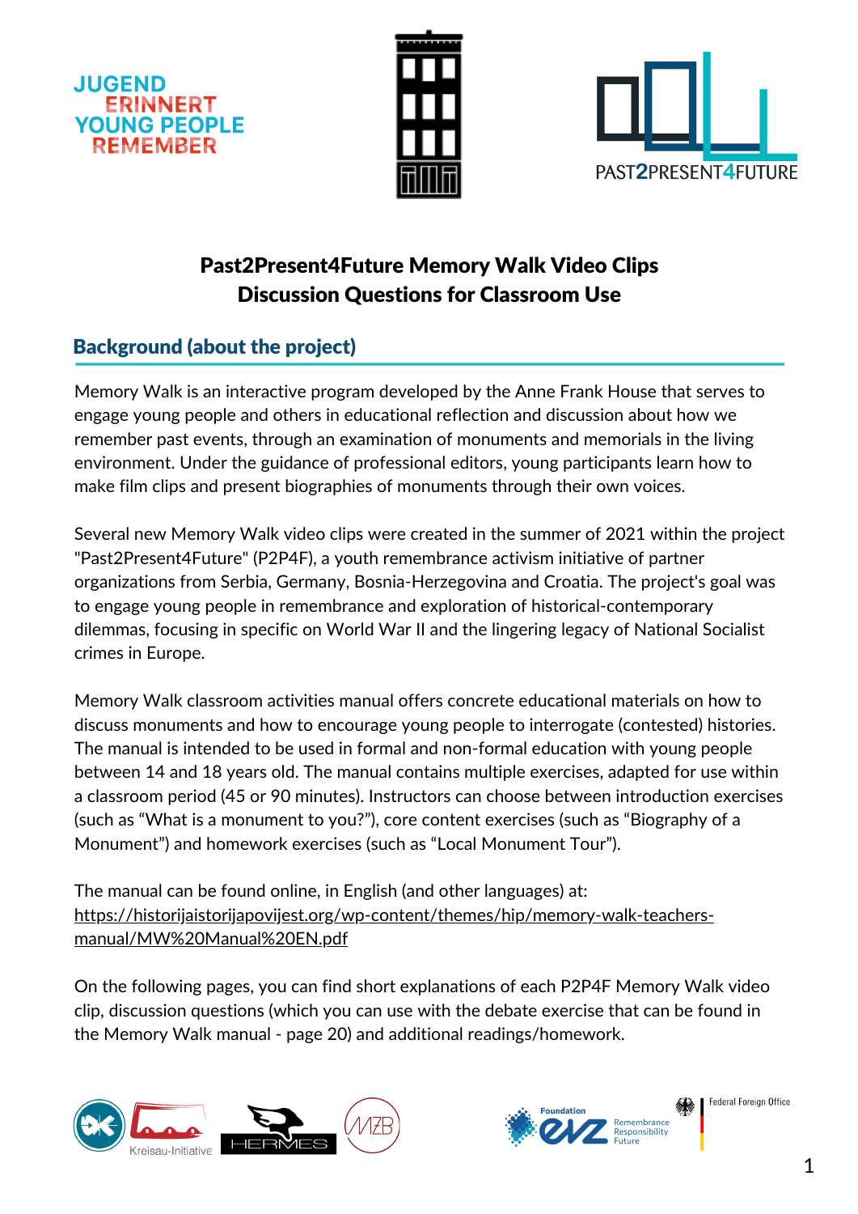# Past2Present4Future Memory Walk Video Clips
# Discussion Questions for Classroom Use

## Background (about the project)

Memory Walk is an interactive program developed by the Anne Frank House that serves to engage young people and others in educational reflection and discussion about how we remember past events, through an examination of monuments and memorials in the living environment. Under the guidance of professional editors, young participants learn how to make film clips and present biographies of monuments through their own voices.

Several new Memory Walk video clips were created in the summer of 2021 within the project "Past2Present4Future" (P2P4F), a youth remembrance activism initiative of partner organizations from Serbia, Germany, Bosnia-Herzegovina and Croatia. The project's goal was to engage young people in remembrance and exploration of historical-contemporary dilemmas, focusing in specific on World War II and the lingering legacy of National Socialist crimes in Europe.

Memory Walk classroom activities manual offers concrete educational materials on how to discuss monuments and how to encourage young people to interrogate (contested) histories. The manual is intended to be used in formal and non-formal education with young people between 14 and 18 years old. The manual contains multiple exercises, adapted for use within a classroom period (45 or 90 minutes). Instructors can choose between introduction exercises (such as "What is a monument to you?"), core content exercises (such as "Biography of a Monument") and homework exercises (such as "Local Monument Tour").

The manual can be found online, in English (and other languages) at:
https://historijaistorijapovijest.org/wp-content/themes/hip/memory-walk-teachers-manual/MW%20Manual%20EN.pdf

On the following pages, you can find short explanations of each P2P4F Memory Walk video clip, discussion questions (which you can use with the debate exercise that can be found in the Memory Walk manual - page 20) and additional readings/homework.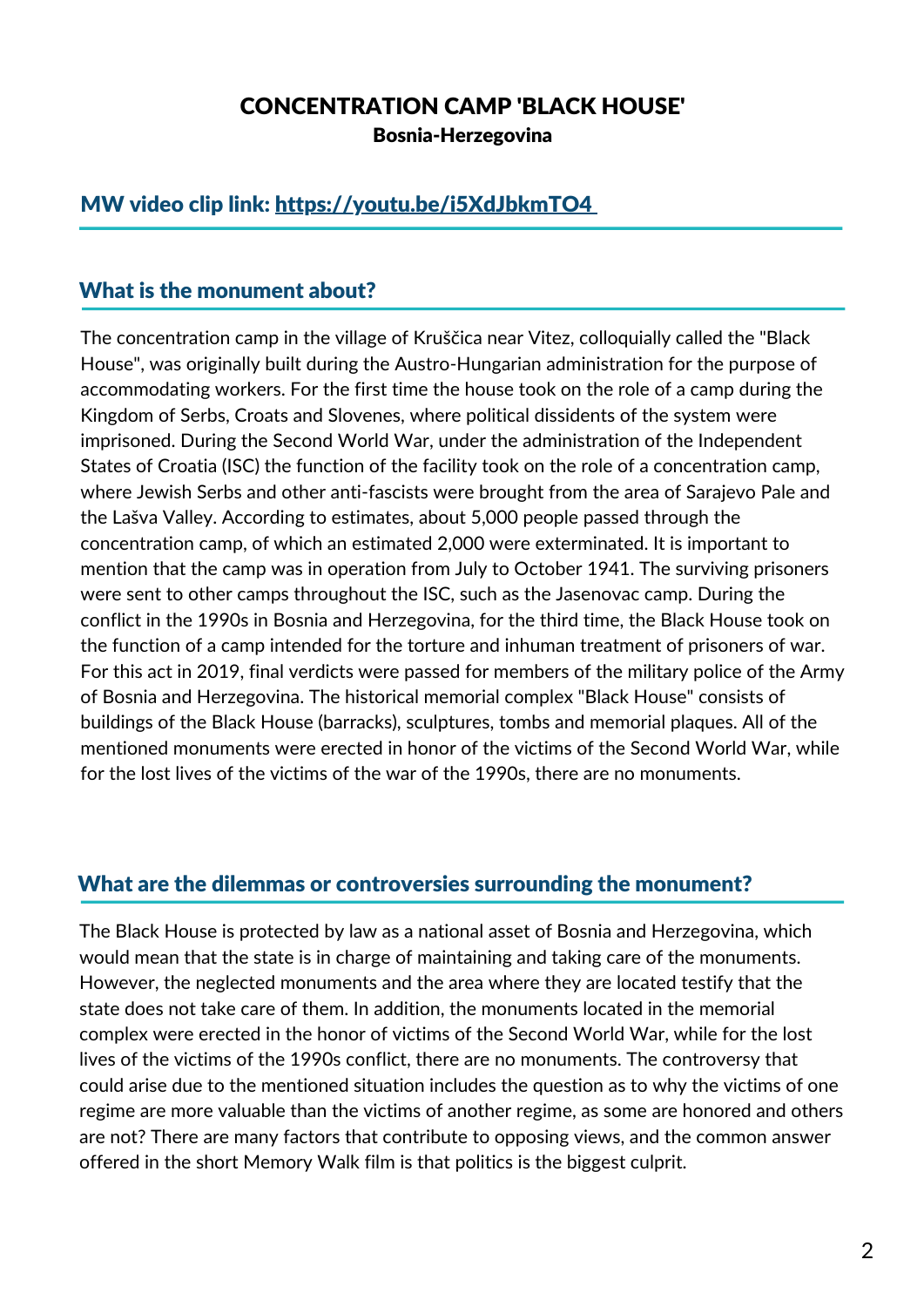# CONCENTRATION CAMP 'BLACK HOUSE'

**Bosnia-Herzegovina**

## MW video clip link: [https://youtu.be/i5XdJbkmTO4](https://youtu.be/i5XdJbkmTO4)

## What is the monument about?

The concentration camp in the village of Kruščica near Vitez, colloquially called the "Black House", was originally built during the Austro-Hungarian administration for the purpose of accommodating workers. For the first time the house took on the role of a camp during the Kingdom of Serbs, Croats and Slovenes, where political dissidents of the system were imprisoned. During the Second World War, under the administration of the Independent States of Croatia (ISC) the function of the facility took on the role of a concentration camp, where Jewish Serbs and other anti-fascists were brought from the area of Sarajevo Pale and the Lašva Valley. According to estimates, about 5,000 people passed through the concentration camp, of which an estimated 2,000 were exterminated. It is important to mention that the camp was in operation from July to October 1941. The surviving prisoners were sent to other camps throughout the ISC, such as the Jasenovac camp. During the conflict in the 1990s in Bosnia and Herzegovina, for the third time, the Black House took on the function of a camp intended for the torture and inhuman treatment of prisoners of war. For this act in 2019, final verdicts were passed for members of the military police of the Army of Bosnia and Herzegovina. The historical memorial complex "Black House" consists of buildings of the Black House (barracks), sculptures, tombs and memorial plaques. All of the mentioned monuments were erected in honor of the victims of the Second World War, while for the lost lives of the victims of the war of the 1990s, there are no monuments.

## What are the dilemmas or controversies surrounding the monument?

The Black House is protected by law as a national asset of Bosnia and Herzegovina, which would mean that the state is in charge of maintaining and taking care of the monuments. However, the neglected monuments and the area where they are located testify that the state does not take care of them. In addition, the monuments located in the memorial complex were erected in the honor of victims of the Second World War, while for the lost lives of the victims of the 1990s conflict, there are no monuments. The controversy that could arise due to the mentioned situation includes the question as to why the victims of one regime are more valuable than the victims of another regime, as some are honored and others are not? There are many factors that contribute to opposing views, and the common answer offered in the short Memory Walk film is that politics is the biggest culprit.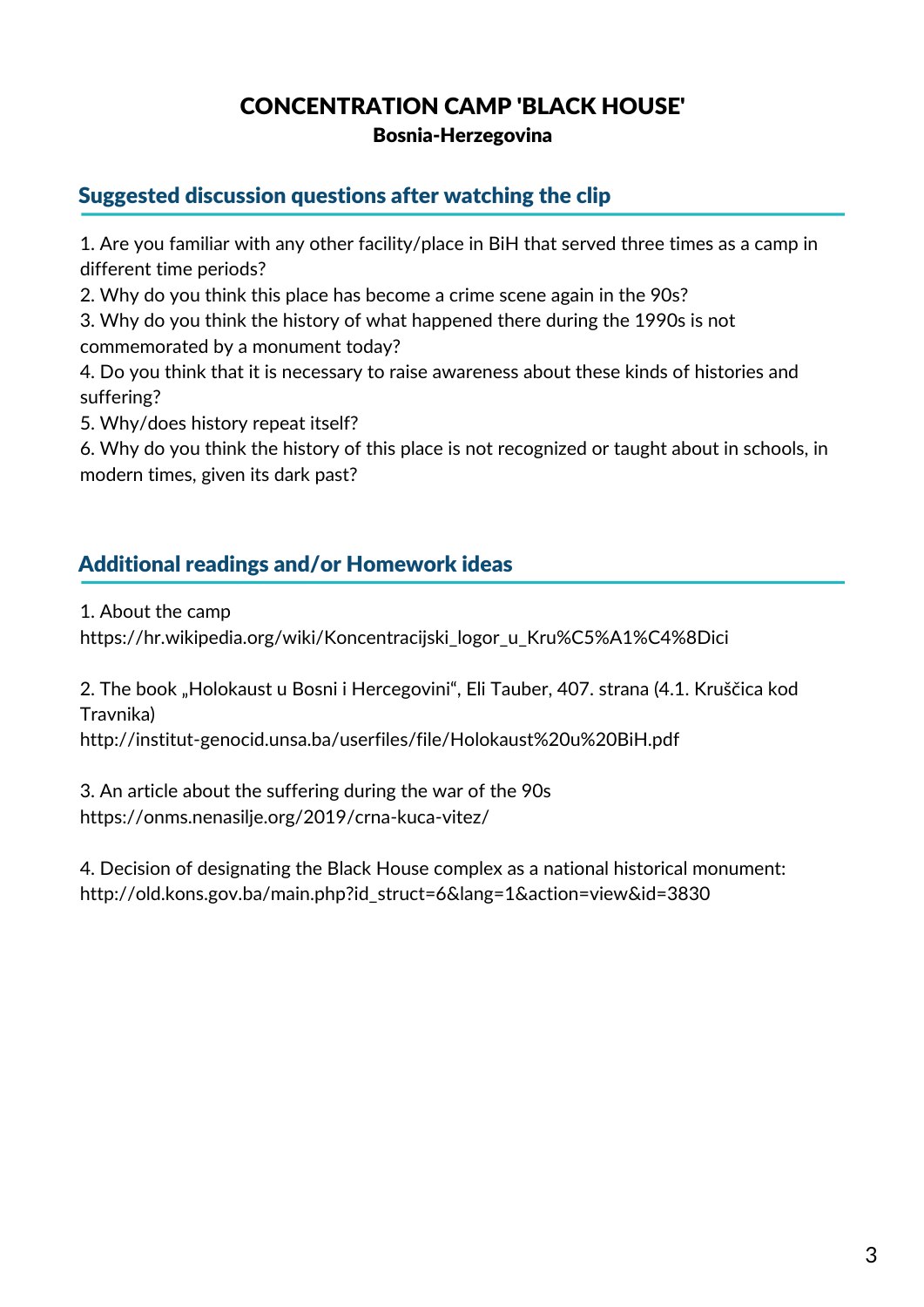# CONCENTRATION CAMP 'BLACK HOUSE'

**Bosnia-Herzegovina**

## Suggested discussion questions after watching the clip

1. Are you familiar with any other facility/place in BiH that served three times as a camp in different time periods?
2. Why do you think this place has become a crime scene again in the 90s?
3. Why do you think the history of what happened there during the 1990s is not commemorated by a monument today?
4. Do you think that it is necessary to raise awareness about these kinds of histories and suffering?
5. Why/does history repeat itself?
6. Why do you think the history of this place is not recognized or taught about in schools, in modern times, given its dark past?

## Additional readings and/or Homework ideas

1. About the camp
https://hr.wikipedia.org/wiki/Koncentracijski_logor_u_Kru%C5%A1%C4%8Dici

2. The book „Holokaust u Bosni i Hercegovini", Eli Tauber, 407. strana (4.1. Kruščica kod Travnika)
http://institut-genocid.unsa.ba/userfiles/file/Holokaust%20u%20BiH.pdf

3. An article about the suffering during the war of the 90s
https://onms.nenasilje.org/2019/crna-kuca-vitez/

4. Decision of designating the Black House complex as a national historical monument:
http://old.kons.gov.ba/main.php?id_struct=6&lang=1&action=view&id=3830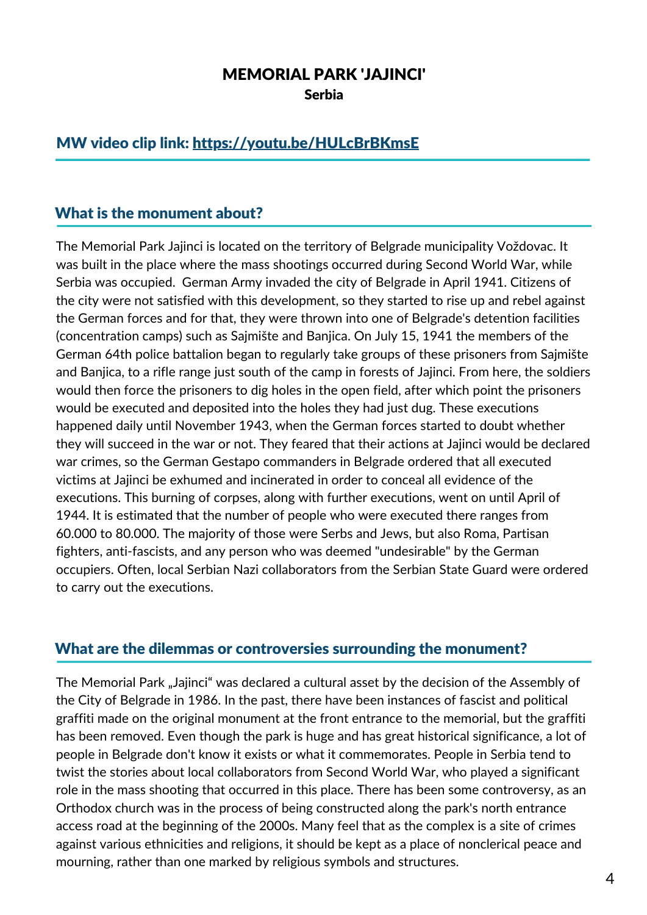# MEMORIAL PARK 'JAJINCI'

**Serbia**

## MW video clip link: [https://youtu.be/HULcBrBKmsE](https://youtu.be/HULcBrBKmsE)

## What is the monument about?

The Memorial Park Jajinci is located on the territory of Belgrade municipality Voždovac. It was built in the place where the mass shootings occurred during Second World War, while Serbia was occupied. German Army invaded the city of Belgrade in April 1941. Citizens of the city were not satisfied with this development, so they started to rise up and rebel against the German forces and for that, they were thrown into one of Belgrade's detention facilities (concentration camps) such as Sajmište and Banjica. On July 15, 1941 the members of the German 64th police battalion began to regularly take groups of these prisoners from Sajmište and Banjica, to a rifle range just south of the camp in forests of Jajinci. From here, the soldiers would then force the prisoners to dig holes in the open field, after which point the prisoners would be executed and deposited into the holes they had just dug. These executions happened daily until November 1943, when the German forces started to doubt whether they will succeed in the war or not. They feared that their actions at Jajinci would be declared war crimes, so the German Gestapo commanders in Belgrade ordered that all executed victims at Jajinci be exhumed and incinerated in order to conceal all evidence of the executions. This burning of corpses, along with further executions, went on until April of 1944. It is estimated that the number of people who were executed there ranges from 60.000 to 80.000. The majority of those were Serbs and Jews, but also Roma, Partisan fighters, anti-fascists, and any person who was deemed "undesirable" by the German occupiers. Often, local Serbian Nazi collaborators from the Serbian State Guard were ordered to carry out the executions.

## What are the dilemmas or controversies surrounding the monument?

The Memorial Park „Jajinci“ was declared a cultural asset by the decision of the Assembly of the City of Belgrade in 1986. In the past, there have been instances of fascist and political graffiti made on the original monument at the front entrance to the memorial, but the graffiti has been removed. Even though the park is huge and has great historical significance, a lot of people in Belgrade don't know it exists or what it commemorates. People in Serbia tend to twist the stories about local collaborators from Second World War, who played a significant role in the mass shooting that occurred in this place. There has been some controversy, as an Orthodox church was in the process of being constructed along the park's north entrance access road at the beginning of the 2000s. Many feel that as the complex is a site of crimes against various ethnicities and religions, it should be kept as a place of nonclerical peace and mourning, rather than one marked by religious symbols and structures.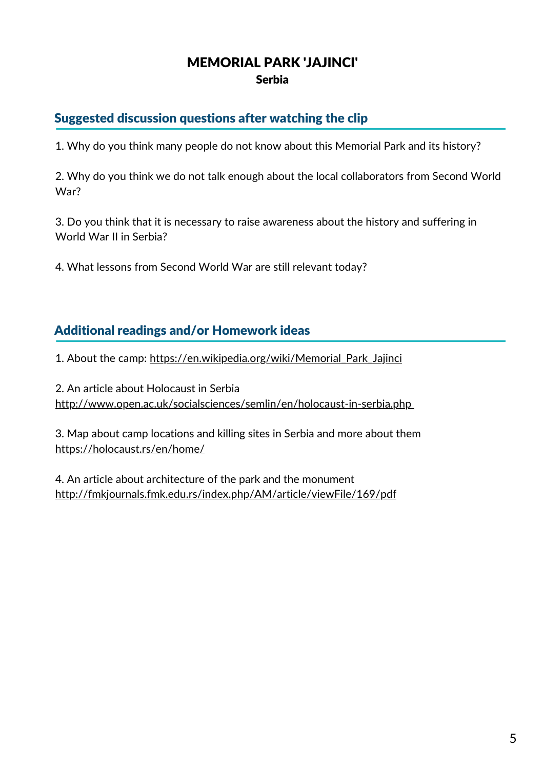# MEMORIAL PARK 'JAJINCI'

**Serbia**

## Suggested discussion questions after watching the clip

1. Why do you think many people do not know about this Memorial Park and its history?

2. Why do you think we do not talk enough about the local collaborators from Second World War?

3. Do you think that it is necessary to raise awareness about the history and suffering in World War II in Serbia?

4. What lessons from Second World War are still relevant today?

## Additional readings and/or Homework ideas

1. About the camp: https://en.wikipedia.org/wiki/Memorial_Park_Jajinci

2. An article about Holocaust in Serbia
http://www.open.ac.uk/socialsciences/semlin/en/holocaust-in-serbia.php

3. Map about camp locations and killing sites in Serbia and more about them
https://holocaust.rs/en/home/

4. An article about architecture of the park and the monument
http://fmkjournals.fmk.edu.rs/index.php/AM/article/viewFile/169/pdf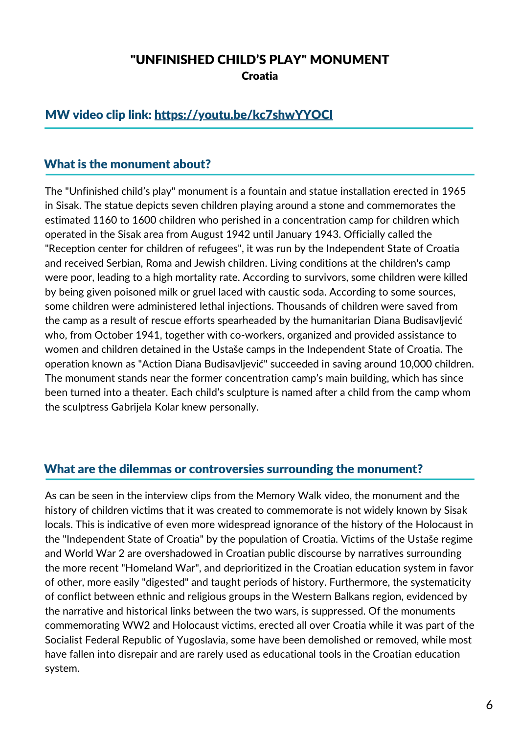# "UNFINISHED CHILD'S PLAY" MONUMENT

**Croatia**

## MW video clip link: [https://youtu.be/kc7shwYYOCI](https://youtu.be/kc7shwYYOCI)

## What is the monument about?

The "Unfinished child's play" monument is a fountain and statue installation erected in 1965 in Sisak. The statue depicts seven children playing around a stone and commemorates the estimated 1160 to 1600 children who perished in a concentration camp for children which operated in the Sisak area from August 1942 until January 1943. Officially called the "Reception center for children of refugees", it was run by the Independent State of Croatia and received Serbian, Roma and Jewish children. Living conditions at the children's camp were poor, leading to a high mortality rate. According to survivors, some children were killed by being given poisoned milk or gruel laced with caustic soda. According to some sources, some children were administered lethal injections. Thousands of children were saved from the camp as a result of rescue efforts spearheaded by the humanitarian Diana Budisavljević who, from October 1941, together with co-workers, organized and provided assistance to women and children detained in the Ustaše camps in the Independent State of Croatia. The operation known as "Action Diana Budisavljević" succeeded in saving around 10,000 children. The monument stands near the former concentration camp's main building, which has since been turned into a theater. Each child's sculpture is named after a child from the camp whom the sculptress Gabrijela Kolar knew personally.

## What are the dilemmas or controversies surrounding the monument?

As can be seen in the interview clips from the Memory Walk video, the monument and the history of children victims that it was created to commemorate is not widely known by Sisak locals. This is indicative of even more widespread ignorance of the history of the Holocaust in the "Independent State of Croatia" by the population of Croatia. Victims of the Ustaše regime and World War 2 are overshadowed in Croatian public discourse by narratives surrounding the more recent "Homeland War", and deprioritized in the Croatian education system in favor of other, more easily "digested" and taught periods of history. Furthermore, the systematicity of conflict between ethnic and religious groups in the Western Balkans region, evidenced by the narrative and historical links between the two wars, is suppressed. Of the monuments commemorating WW2 and Holocaust victims, erected all over Croatia while it was part of the Socialist Federal Republic of Yugoslavia, some have been demolished or removed, while most have fallen into disrepair and are rarely used as educational tools in the Croatian education system.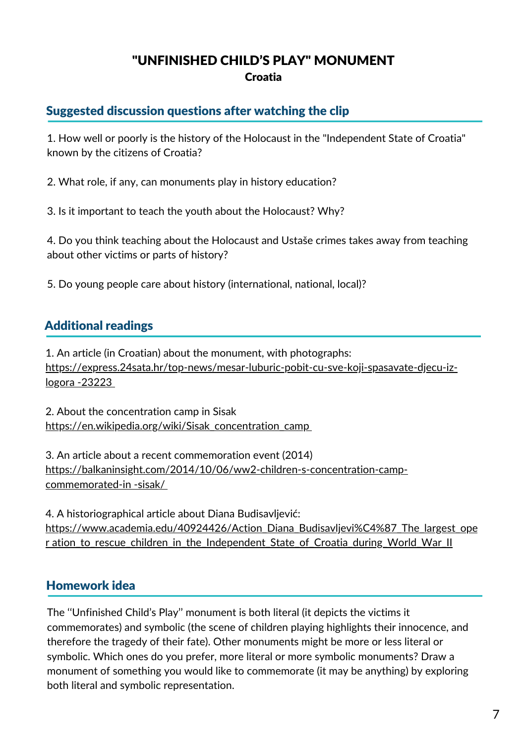# "UNFINISHED CHILD'S PLAY" MONUMENT

**Croatia**

## Suggested discussion questions after watching the clip

1. How well or poorly is the history of the Holocaust in the "Independent State of Croatia" known by the citizens of Croatia?

2. What role, if any, can monuments play in history education?

3. Is it important to teach the youth about the Holocaust? Why?

4. Do you think teaching about the Holocaust and Ustaše crimes takes away from teaching about other victims or parts of history?

5. Do young people care about history (international, national, local)?

## Additional readings

1. An article (in Croatian) about the monument, with photographs:
https://express.24sata.hr/top-news/mesar-luburic-pobit-cu-sve-koji-spasavate-djecu-iz-logora -23223

2. About the concentration camp in Sisak
https://en.wikipedia.org/wiki/Sisak_concentration_camp

3. An article about a recent commemoration event (2014)
https://balkaninsight.com/2014/10/06/ww2-children-s-concentration-camp-commemorated-in -sisak/

4. A historiographical article about Diana Budisavljević:
https://www.academia.edu/40924426/Action_Diana_Budisavljevi%C4%87_The_largest_ope r ation_to_rescue_children_in_the_Independent_State_of_Croatia_during_World_War_II

## Homework idea

The "Unfinished Child's Play" monument is both literal (it depicts the victims it commemorates) and symbolic (the scene of children playing highlights their innocence, and therefore the tragedy of their fate). Other monuments might be more or less literal or symbolic. Which ones do you prefer, more literal or more symbolic monuments? Draw a monument of something you would like to commemorate (it may be anything) by exploring both literal and symbolic representation.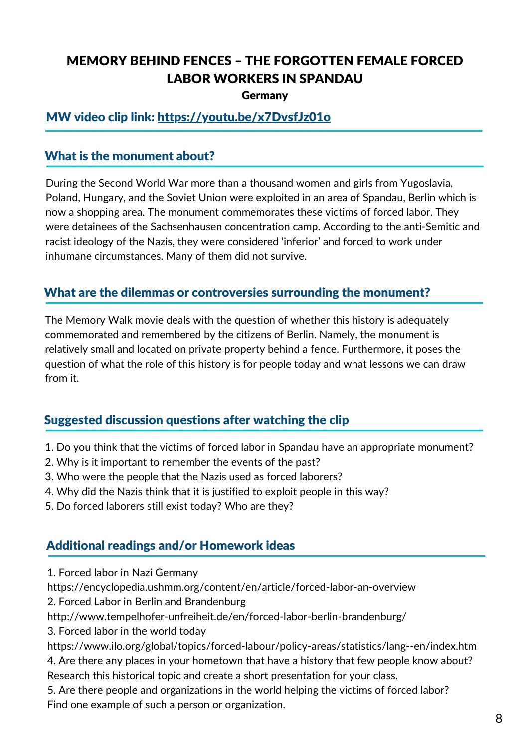# MEMORY BEHIND FENCES – THE FORGOTTEN FEMALE FORCED LABOR WORKERS IN SPANDAU

**Germany**

## MW video clip link: [https://youtu.be/x7DvsfJz01o](https://youtu.be/x7DvsfJz01o)

## What is the monument about?

During the Second World War more than a thousand women and girls from Yugoslavia, Poland, Hungary, and the Soviet Union were exploited in an area of Spandau, Berlin which is now a shopping area. The monument commemorates these victims of forced labor. They were detainees of the Sachsenhausen concentration camp. According to the anti-Semitic and racist ideology of the Nazis, they were considered 'inferior' and forced to work under inhumane circumstances. Many of them did not survive.

## What are the dilemmas or controversies surrounding the monument?

The Memory Walk movie deals with the question of whether this history is adequately commemorated and remembered by the citizens of Berlin. Namely, the monument is relatively small and located on private property behind a fence. Furthermore, it poses the question of what the role of this history is for people today and what lessons we can draw from it.

## Suggested discussion questions after watching the clip

1. Do you think that the victims of forced labor in Spandau have an appropriate monument?
2. Why is it important to remember the events of the past?
3. Who were the people that the Nazis used as forced laborers?
4. Why did the Nazis think that it is justified to exploit people in this way?
5. Do forced laborers still exist today? Who are they?

## Additional readings and/or Homework ideas

1. Forced labor in Nazi Germany
https://encyclopedia.ushmm.org/content/en/article/forced-labor-an-overview
2. Forced Labor in Berlin and Brandenburg
http://www.tempelhofer-unfreiheit.de/en/forced-labor-berlin-brandenburg/
3. Forced labor in the world today
https://www.ilo.org/global/topics/forced-labour/policy-areas/statistics/lang--en/index.htm
4. Are there any places in your hometown that have a history that few people know about? Research this historical topic and create a short presentation for your class.
5. Are there people and organizations in the world helping the victims of forced labor? Find one example of such a person or organization.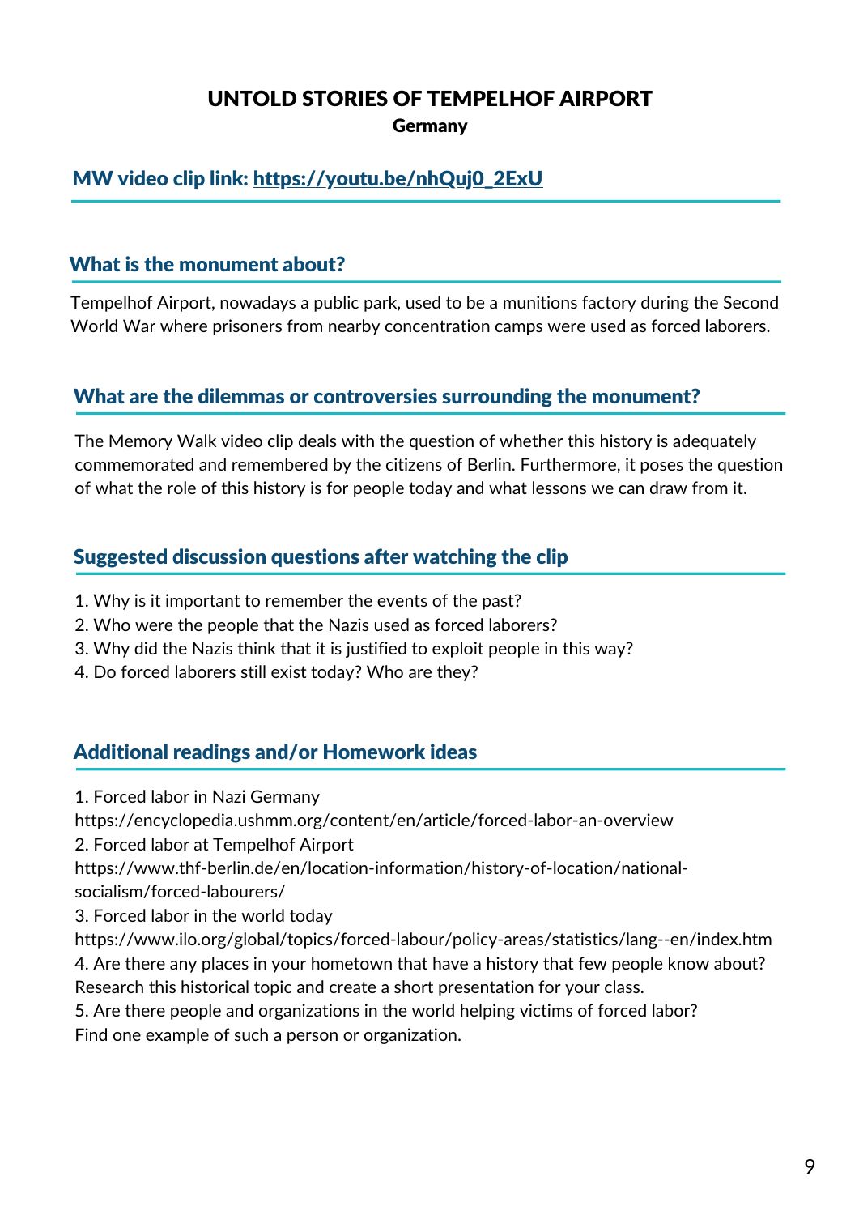# UNTOLD STORIES OF TEMPELHOF AIRPORT

**Germany**

## MW video clip link: https://youtu.be/nhQuj0_2ExU

## What is the monument about?

Tempelhof Airport, nowadays a public park, used to be a munitions factory during the Second World War where prisoners from nearby concentration camps were used as forced laborers.

## What are the dilemmas or controversies surrounding the monument?

The Memory Walk video clip deals with the question of whether this history is adequately commemorated and remembered by the citizens of Berlin. Furthermore, it poses the question of what the role of this history is for people today and what lessons we can draw from it.

## Suggested discussion questions after watching the clip

1. Why is it important to remember the events of the past?
2. Who were the people that the Nazis used as forced laborers?
3. Why did the Nazis think that it is justified to exploit people in this way?
4. Do forced laborers still exist today? Who are they?

## Additional readings and/or Homework ideas

1. Forced labor in Nazi Germany
https://encyclopedia.ushmm.org/content/en/article/forced-labor-an-overview
2. Forced labor at Tempelhof Airport
https://www.thf-berlin.de/en/location-information/history-of-location/national-socialism/forced-labourers/
3. Forced labor in the world today
https://www.ilo.org/global/topics/forced-labour/policy-areas/statistics/lang--en/index.htm
4. Are there any places in your hometown that have a history that few people know about? Research this historical topic and create a short presentation for your class.
5. Are there people and organizations in the world helping victims of forced labor? Find one example of such a person or organization.